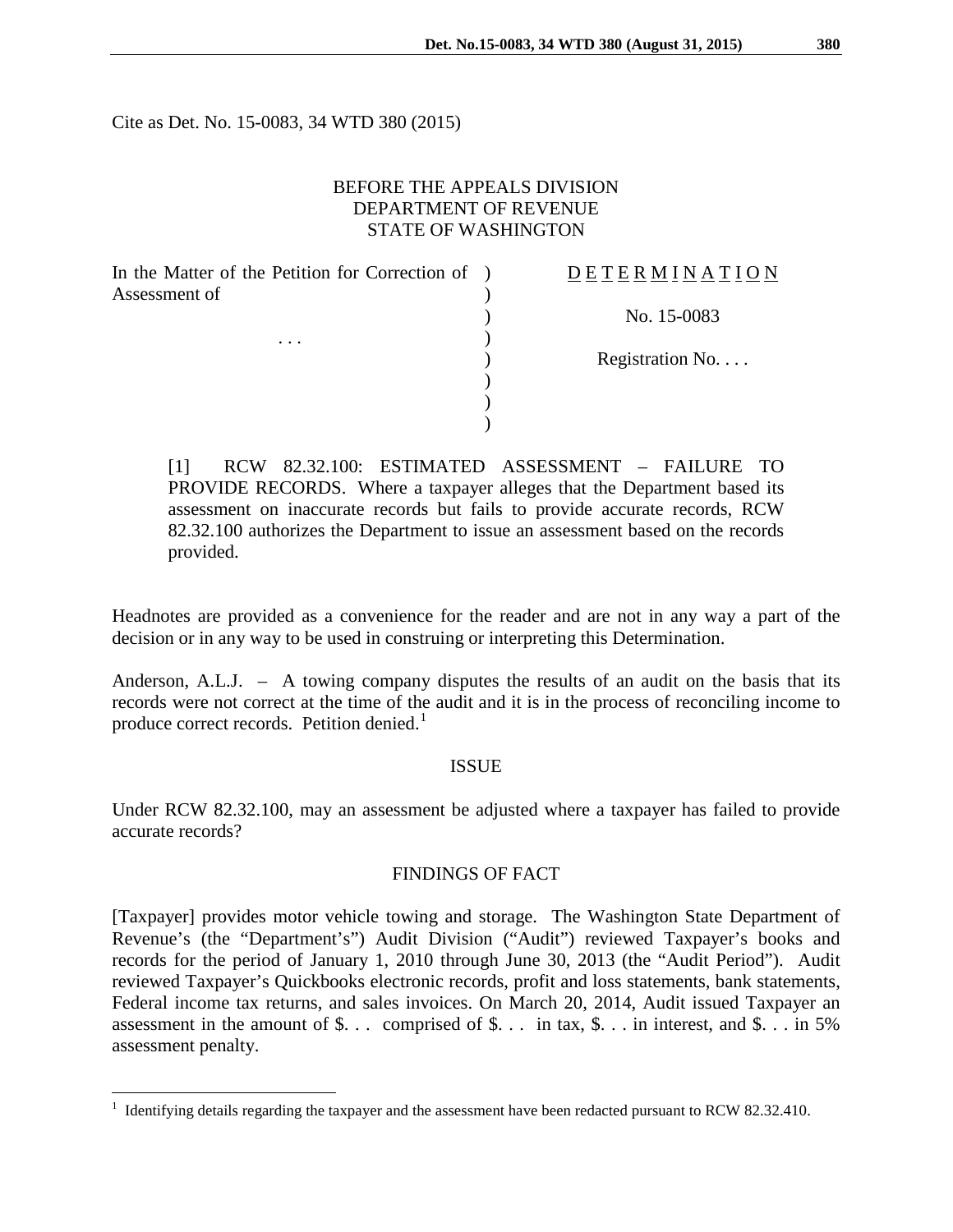Cite as Det. No. 15-0083, 34 WTD 380 (2015)

BEFORE THE APPEALS DIVISION
DEPARTMENT OF REVENUE
STATE OF WASHINGTON

| | | |
|---|---|---|
| In the Matter of the Petition for Correction of Assessment of | ) | D E T E R M I N A T I O N |
| | ) | |
| | ) | No. 15-0083 |
| . . . | ) | |
| | ) | Registration No. . . . |
| | ) | |

[1] RCW 82.32.100: ESTIMATED ASSESSMENT – FAILURE TO PROVIDE RECORDS. Where a taxpayer alleges that the Department based its assessment on inaccurate records but fails to provide accurate records, RCW 82.32.100 authorizes the Department to issue an assessment based on the records provided.

Headnotes are provided as a convenience for the reader and are not in any way a part of the decision or in any way to be used in construing or interpreting this Determination.

Anderson, A.L.J. – A towing company disputes the results of an audit on the basis that its records were not correct at the time of the audit and it is in the process of reconciling income to produce correct records. Petition denied.[1]

## ISSUE

Under RCW 82.32.100, may an assessment be adjusted where a taxpayer has failed to provide accurate records?

## FINDINGS OF FACT

[Taxpayer] provides motor vehicle towing and storage. The Washington State Department of Revenue's (the "Department's") Audit Division ("Audit") reviewed Taxpayer's books and records for the period of January 1, 2010 through June 30, 2013 (the "Audit Period"). Audit reviewed Taxpayer's Quickbooks electronic records, profit and loss statements, bank statements, Federal income tax returns, and sales invoices. On March 20, 2014, Audit issued Taxpayer an assessment in the amount of $. . . comprised of $. . . in tax, $. . . in interest, and $. . . in 5% assessment penalty.

[1] Identifying details regarding the taxpayer and the assessment have been redacted pursuant to RCW 82.32.410.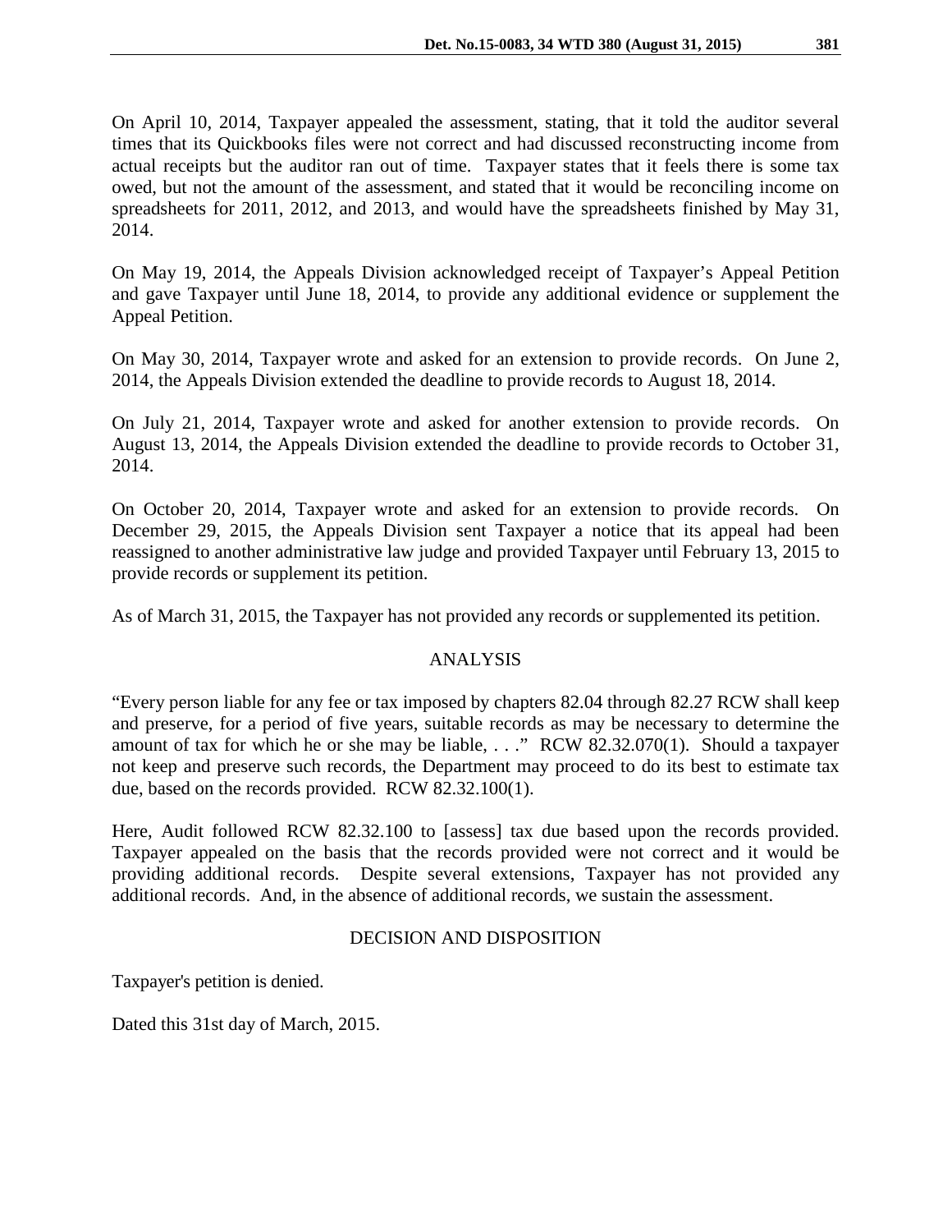On April 10, 2014, Taxpayer appealed the assessment, stating, that it told the auditor several times that its Quickbooks files were not correct and had discussed reconstructing income from actual receipts but the auditor ran out of time. Taxpayer states that it feels there is some tax owed, but not the amount of the assessment, and stated that it would be reconciling income on spreadsheets for 2011, 2012, and 2013, and would have the spreadsheets finished by May 31, 2014.

On May 19, 2014, the Appeals Division acknowledged receipt of Taxpayer's Appeal Petition and gave Taxpayer until June 18, 2014, to provide any additional evidence or supplement the Appeal Petition.

On May 30, 2014, Taxpayer wrote and asked for an extension to provide records. On June 2, 2014, the Appeals Division extended the deadline to provide records to August 18, 2014.

On July 21, 2014, Taxpayer wrote and asked for another extension to provide records. On August 13, 2014, the Appeals Division extended the deadline to provide records to October 31, 2014.

On October 20, 2014, Taxpayer wrote and asked for an extension to provide records. On December 29, 2015, the Appeals Division sent Taxpayer a notice that its appeal had been reassigned to another administrative law judge and provided Taxpayer until February 13, 2015 to provide records or supplement its petition.

As of March 31, 2015, the Taxpayer has not provided any records or supplemented its petition.

## ANALYSIS

"Every person liable for any fee or tax imposed by chapters 82.04 through 82.27 RCW shall keep and preserve, for a period of five years, suitable records as may be necessary to determine the amount of tax for which he or she may be liable, . . ." RCW 82.32.070(1). Should a taxpayer not keep and preserve such records, the Department may proceed to do its best to estimate tax due, based on the records provided. RCW 82.32.100(1).

Here, Audit followed RCW 82.32.100 to [assess] tax due based upon the records provided. Taxpayer appealed on the basis that the records provided were not correct and it would be providing additional records. Despite several extensions, Taxpayer has not provided any additional records. And, in the absence of additional records, we sustain the assessment.

## DECISION AND DISPOSITION

Taxpayer's petition is denied.

Dated this 31st day of March, 2015.